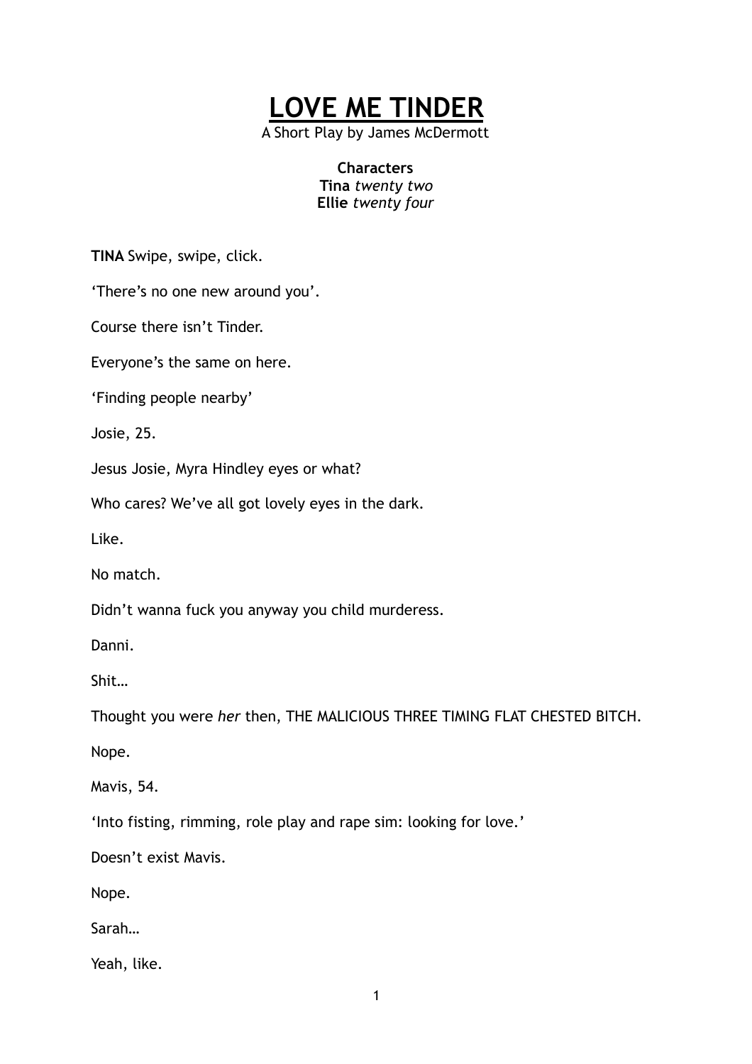# LOVE ME TINDER

A Short Play by James McDermott

**Characters**
**Tina** *twenty two*
**Ellie** *twenty four*

**TINA** Swipe, swipe, click.

'There's no one new around you'.

Course there isn't Tinder.

Everyone's the same on here.

'Finding people nearby'

Josie, 25.

Jesus Josie, Myra Hindley eyes or what?

Who cares? We've all got lovely eyes in the dark.

Like.

No match.

Didn't wanna fuck you anyway you child murderess.

Danni.

Shit…

Thought you were *her* then, THE MALICIOUS THREE TIMING FLAT CHESTED BITCH.

Nope.

Mavis, 54.

'Into fisting, rimming, role play and rape sim: looking for love.'

Doesn't exist Mavis.

Nope.

Sarah…

Yeah, like.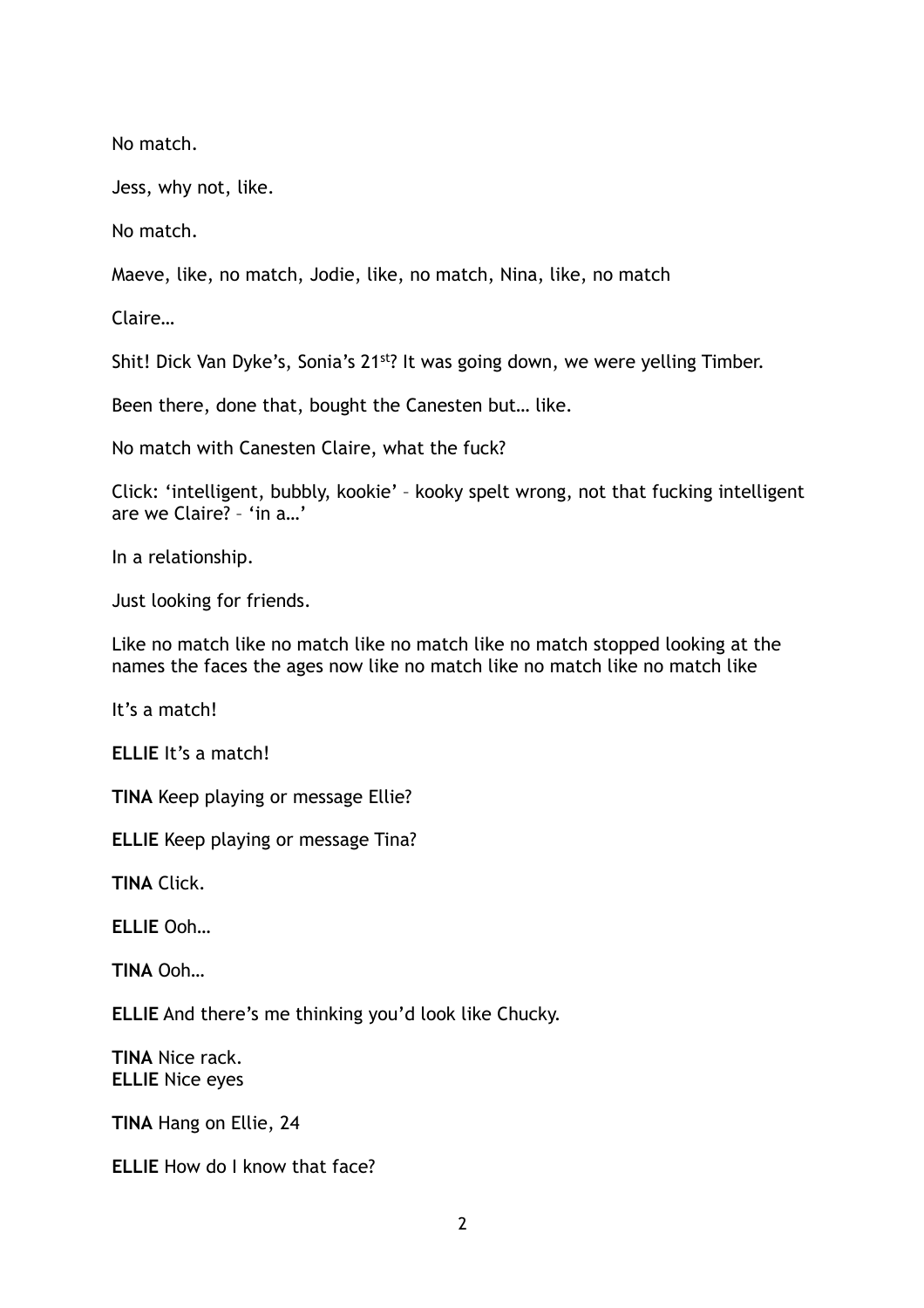No match.

Jess, why not, like.

No match.

Maeve, like, no match, Jodie, like, no match, Nina, like, no match

Claire…

Shit! Dick Van Dyke's, Sonia's 21st? It was going down, we were yelling Timber.

Been there, done that, bought the Canesten but… like.

No match with Canesten Claire, what the fuck?

Click: 'intelligent, bubbly, kookie' – kooky spelt wrong, not that fucking intelligent are we Claire? – 'in a…'

In a relationship.

Just looking for friends.

Like no match like no match like no match like no match stopped looking at the names the faces the ages now like no match like no match like no match like

It's a match!

**ELLIE** It's a match!

**TINA** Keep playing or message Ellie?

**ELLIE** Keep playing or message Tina?

**TINA** Click.

**ELLIE** Ooh…

**TINA** Ooh…

**ELLIE** And there's me thinking you'd look like Chucky.

**TINA** Nice rack.
**ELLIE** Nice eyes

**TINA** Hang on Ellie, 24

**ELLIE** How do I know that face?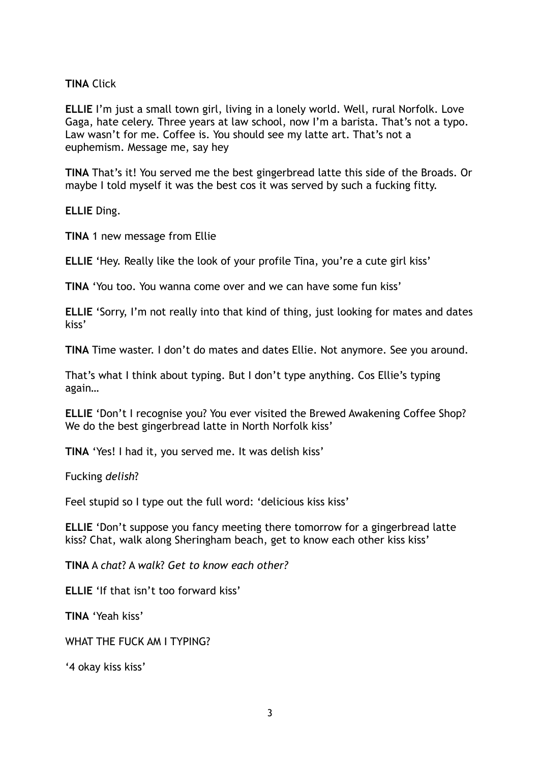**TINA** Click

**ELLIE** I'm just a small town girl, living in a lonely world. Well, rural Norfolk. Love Gaga, hate celery. Three years at law school, now I'm a barista. That's not a typo. Law wasn't for me. Coffee is. You should see my latte art. That's not a euphemism. Message me, say hey

**TINA** That's it! You served me the best gingerbread latte this side of the Broads. Or maybe I told myself it was the best cos it was served by such a fucking fitty.

**ELLIE** Ding.

**TINA** 1 new message from Ellie

**ELLIE** 'Hey. Really like the look of your profile Tina, you're a cute girl kiss'

**TINA** 'You too. You wanna come over and we can have some fun kiss'

**ELLIE** 'Sorry, I'm not really into that kind of thing, just looking for mates and dates kiss'

**TINA** Time waster. I don't do mates and dates Ellie. Not anymore. See you around.

That's what I think about typing. But I don't type anything. Cos Ellie's typing again…

**ELLIE** 'Don't I recognise you? You ever visited the Brewed Awakening Coffee Shop? We do the best gingerbread latte in North Norfolk kiss'

**TINA** 'Yes! I had it, you served me. It was delish kiss'

Fucking *delish*?

Feel stupid so I type out the full word: 'delicious kiss kiss'

**ELLIE** 'Don't suppose you fancy meeting there tomorrow for a gingerbread latte kiss? Chat, walk along Sheringham beach, get to know each other kiss kiss'

**TINA** A *chat*? A *walk*? *Get to know each other?*

**ELLIE** 'If that isn't too forward kiss'

**TINA** 'Yeah kiss'

WHAT THE FUCK AM I TYPING?

'4 okay kiss kiss'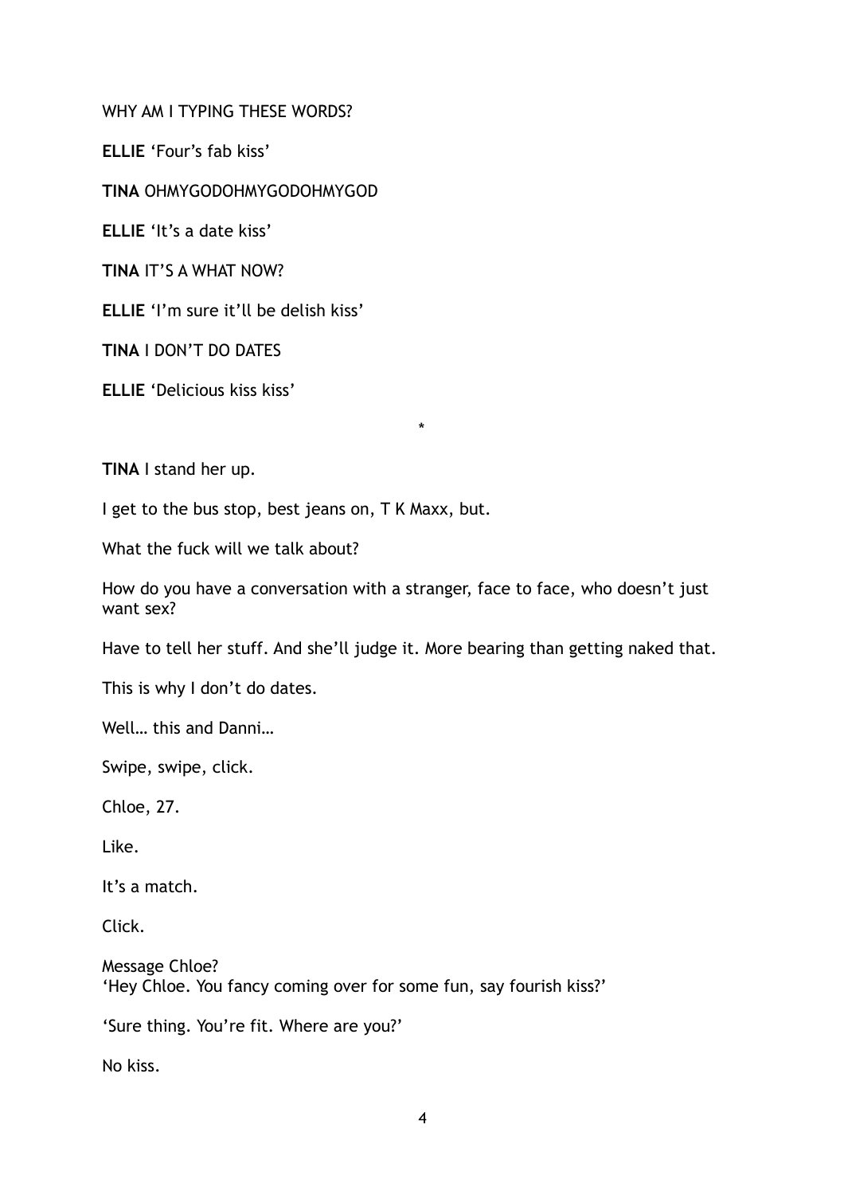WHY AM I TYPING THESE WORDS?

**ELLIE** 'Four's fab kiss'

**TINA** OHMYGODOHMYGODOHMYGOD

**ELLIE** 'It's a date kiss'

**TINA** IT'S A WHAT NOW?

**ELLIE** 'I'm sure it'll be delish kiss'

**TINA** I DON'T DO DATES

**ELLIE** 'Delicious kiss kiss'

*

**TINA** I stand her up.

I get to the bus stop, best jeans on, T K Maxx, but.

What the fuck will we talk about?

How do you have a conversation with a stranger, face to face, who doesn't just want sex?

Have to tell her stuff. And she'll judge it. More bearing than getting naked that.

This is why I don't do dates.

Well… this and Danni…

Swipe, swipe, click.

Chloe, 27.

Like.

It's a match.

Click.

Message Chloe?
'Hey Chloe. You fancy coming over for some fun, say fourish kiss?'

'Sure thing. You're fit. Where are you?'

No kiss.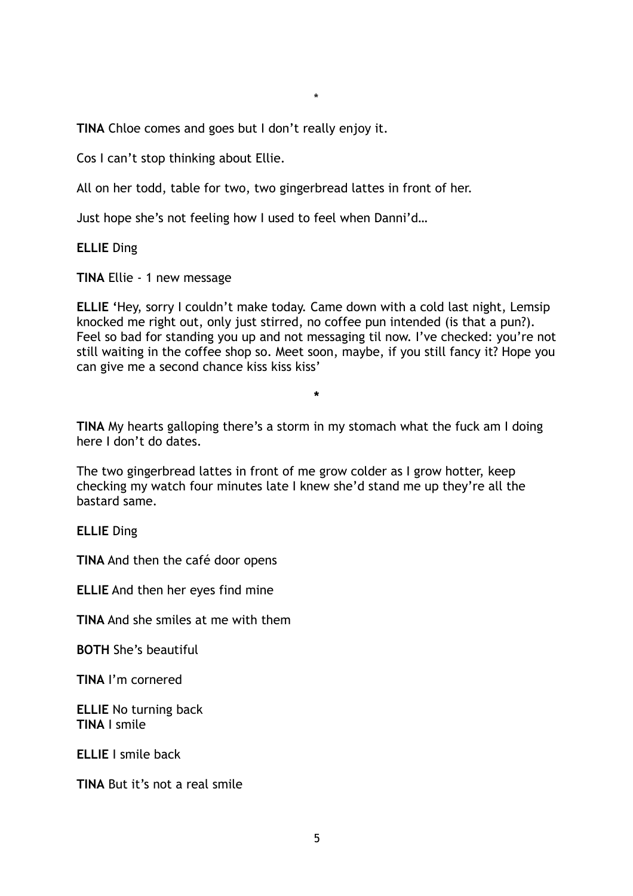*

**TINA** Chloe comes and goes but I don’t really enjoy it.

Cos I can’t stop thinking about Ellie.

All on her todd, table for two, two gingerbread lattes in front of her.

Just hope she’s not feeling how I used to feel when Danni’d…

**ELLIE** Ding

**TINA** Ellie - 1 new message

**ELLIE** ‘Hey, sorry I couldn’t make today. Came down with a cold last night, Lemsip knocked me right out, only just stirred, no coffee pun intended (is that a pun?). Feel so bad for standing you up and not messaging til now. I’ve checked: you’re not still waiting in the coffee shop so. Meet soon, maybe, if you still fancy it? Hope you can give me a second chance kiss kiss kiss’

*

**TINA** My hearts galloping there’s a storm in my stomach what the fuck am I doing here I don’t do dates.

The two gingerbread lattes in front of me grow colder as I grow hotter, keep checking my watch four minutes late I knew she’d stand me up they’re all the bastard same.

**ELLIE** Ding

**TINA** And then the café door opens

**ELLIE** And then her eyes find mine

**TINA** And she smiles at me with them

**BOTH** She’s beautiful

**TINA** I’m cornered

**ELLIE** No turning back
**TINA** I smile

**ELLIE** I smile back

**TINA** But it’s not a real smile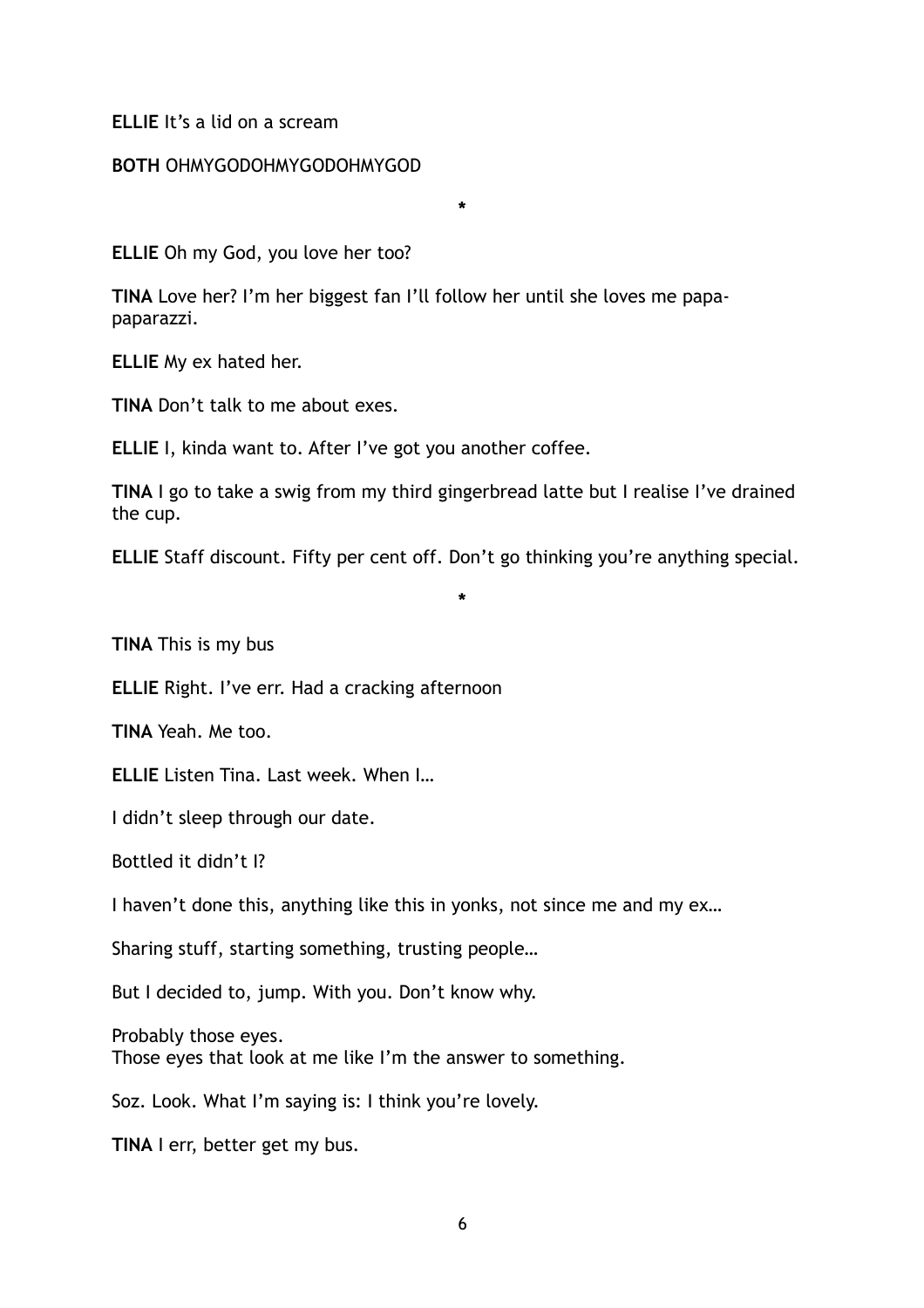**ELLIE** It's a lid on a scream

**BOTH** OHMYGODOHMYGODOHMYGOD

*

**ELLIE** Oh my God, you love her too?

**TINA** Love her? I'm her biggest fan I'll follow her until she loves me papa-paparazzi.

**ELLIE** My ex hated her.

**TINA** Don't talk to me about exes.

**ELLIE** I, kinda want to. After I've got you another coffee.

**TINA** I go to take a swig from my third gingerbread latte but I realise I've drained the cup.

**ELLIE** Staff discount. Fifty per cent off. Don't go thinking you're anything special.

*

**TINA** This is my bus

**ELLIE** Right. I've err. Had a cracking afternoon

**TINA** Yeah. Me too.

**ELLIE** Listen Tina. Last week. When I…

I didn't sleep through our date.

Bottled it didn't I?

I haven't done this, anything like this in yonks, not since me and my ex…

Sharing stuff, starting something, trusting people…

But I decided to, jump. With you. Don't know why.

Probably those eyes.
Those eyes that look at me like I'm the answer to something.

Soz. Look. What I'm saying is: I think you're lovely.

**TINA** I err, better get my bus.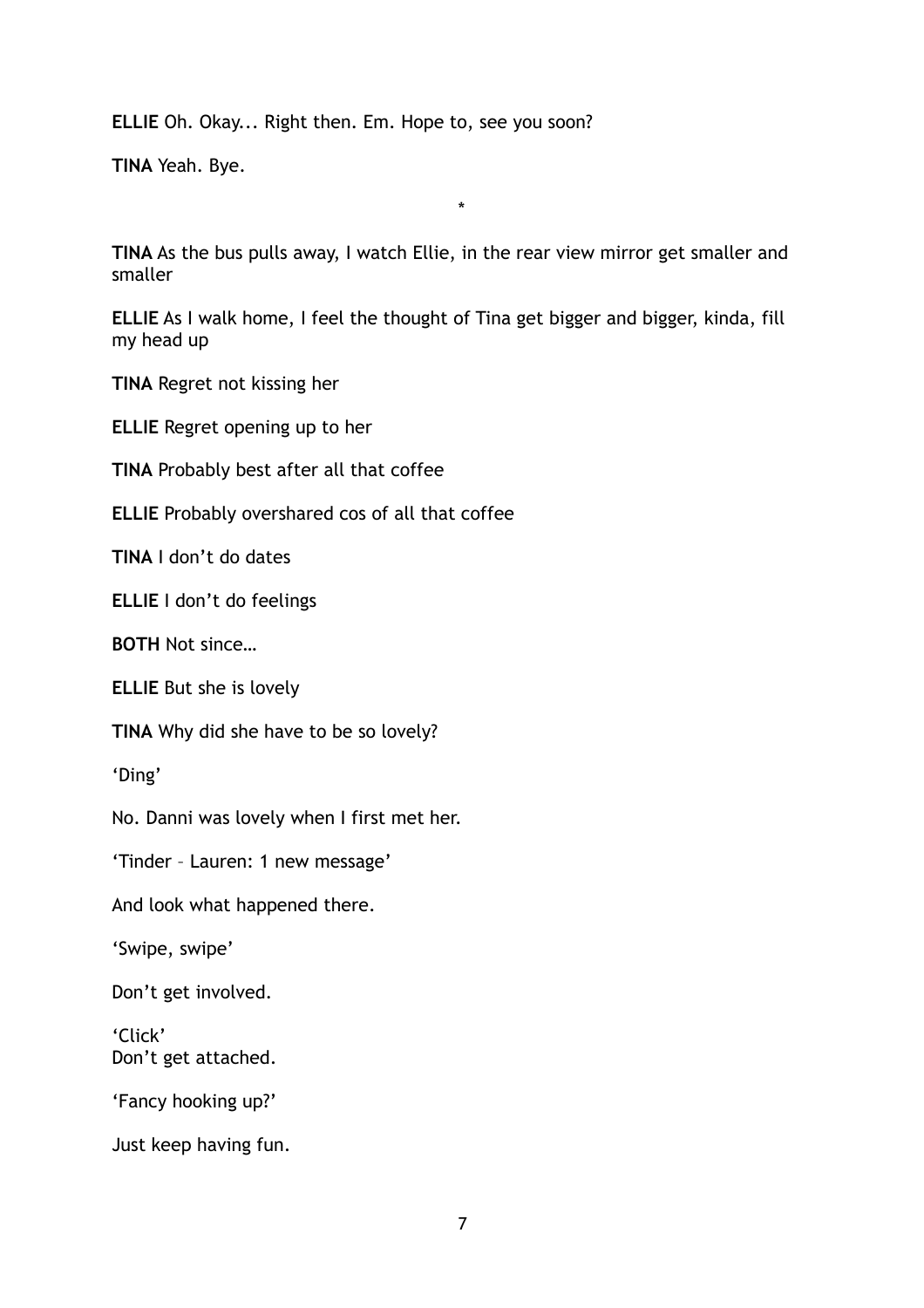**ELLIE** Oh. Okay... Right then. Em. Hope to, see you soon?

**TINA** Yeah. Bye.

*

**TINA** As the bus pulls away, I watch Ellie, in the rear view mirror get smaller and smaller

**ELLIE** As I walk home, I feel the thought of Tina get bigger and bigger, kinda, fill my head up

**TINA** Regret not kissing her

**ELLIE** Regret opening up to her

**TINA** Probably best after all that coffee

**ELLIE** Probably overshared cos of all that coffee

**TINA** I don't do dates

**ELLIE** I don't do feelings

**BOTH** Not since…

**ELLIE** But she is lovely

**TINA** Why did she have to be so lovely?

'Ding'

No. Danni was lovely when I first met her.

'Tinder – Lauren: 1 new message'

And look what happened there.

'Swipe, swipe'

Don't get involved.

'Click'
Don't get attached.

'Fancy hooking up?'

Just keep having fun.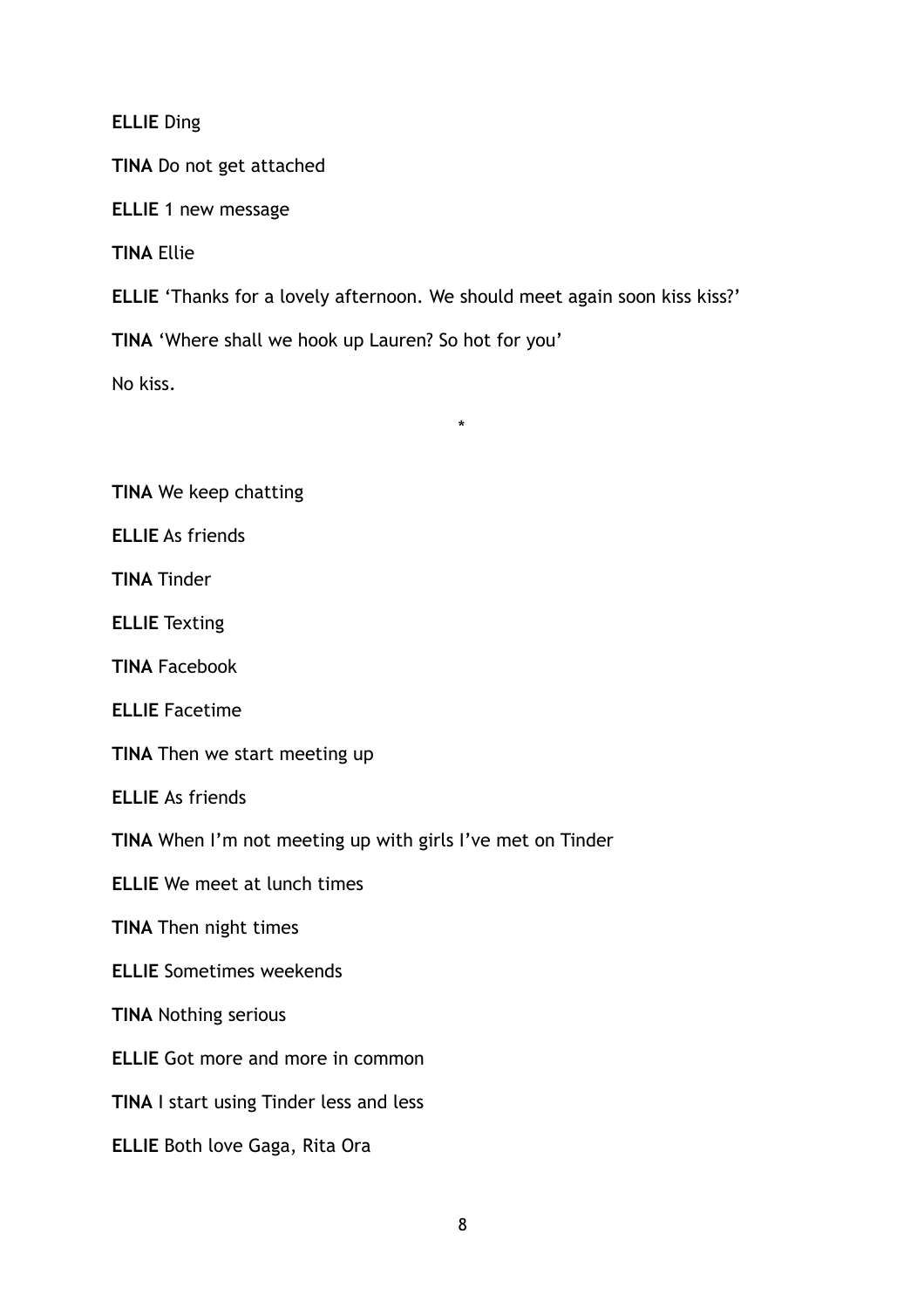**ELLIE** Ding

**TINA** Do not get attached

**ELLIE** 1 new message

**TINA** Ellie

**ELLIE** 'Thanks for a lovely afternoon. We should meet again soon kiss kiss?'

**TINA** 'Where shall we hook up Lauren? So hot for you'

No kiss.

*

**TINA** We keep chatting

**ELLIE** As friends

**TINA** Tinder

**ELLIE** Texting

**TINA** Facebook

**ELLIE** Facetime

**TINA** Then we start meeting up

**ELLIE** As friends

**TINA** When I'm not meeting up with girls I've met on Tinder

**ELLIE** We meet at lunch times

**TINA** Then night times

**ELLIE** Sometimes weekends

**TINA** Nothing serious

**ELLIE** Got more and more in common

**TINA** I start using Tinder less and less

**ELLIE** Both love Gaga, Rita Ora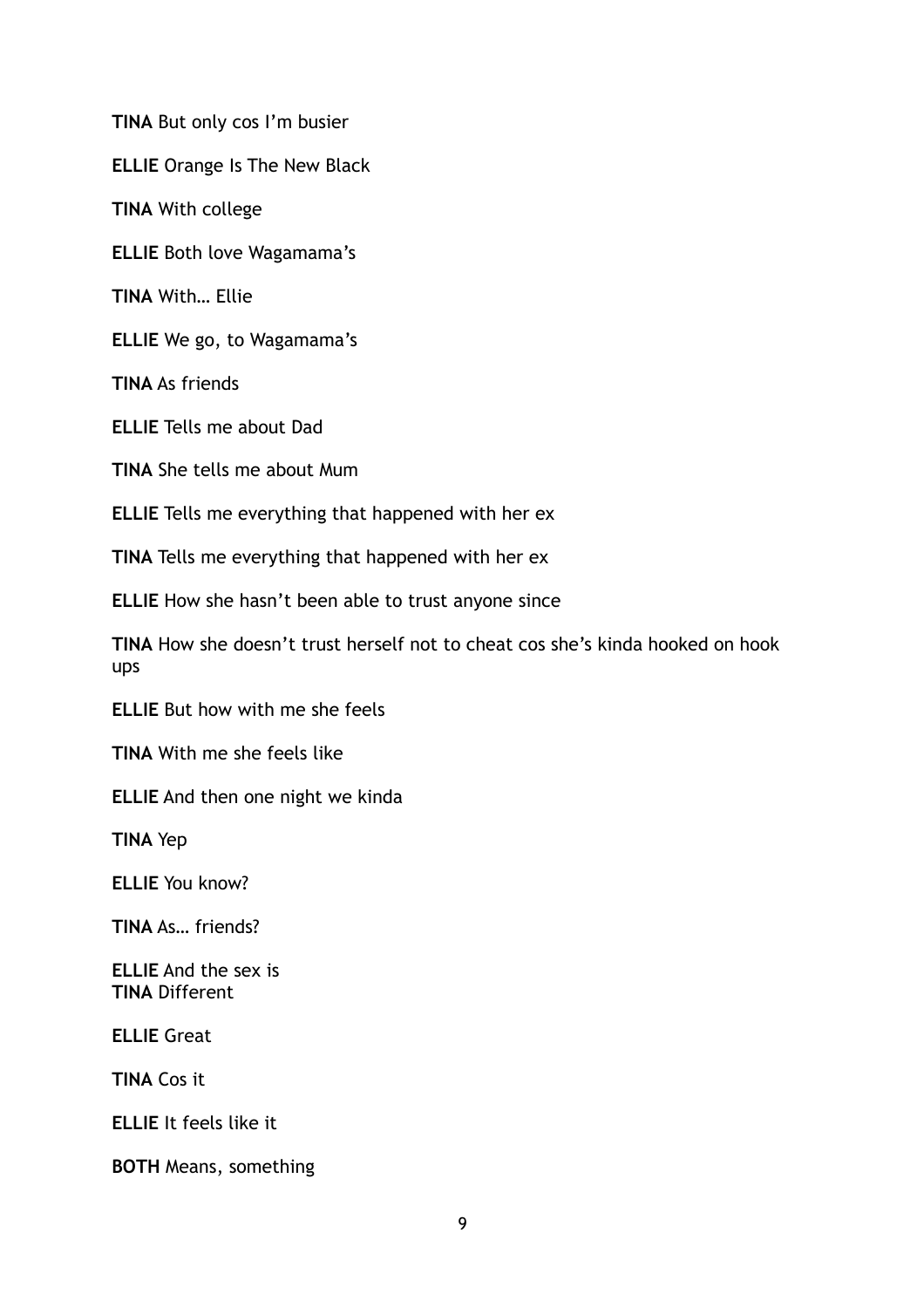**TINA** But only cos I'm busier

**ELLIE** Orange Is The New Black

**TINA** With college

**ELLIE** Both love Wagamama's

**TINA** With… Ellie

**ELLIE** We go, to Wagamama's

**TINA** As friends

**ELLIE** Tells me about Dad

**TINA** She tells me about Mum

**ELLIE** Tells me everything that happened with her ex

**TINA** Tells me everything that happened with her ex

**ELLIE** How she hasn't been able to trust anyone since

**TINA** How she doesn't trust herself not to cheat cos she's kinda hooked on hook ups

**ELLIE** But how with me she feels

**TINA** With me she feels like

**ELLIE** And then one night we kinda

**TINA** Yep

**ELLIE** You know?

**TINA** As… friends?

**ELLIE** And the sex is
**TINA** Different

**ELLIE** Great

**TINA** Cos it

**ELLIE** It feels like it

**BOTH** Means, something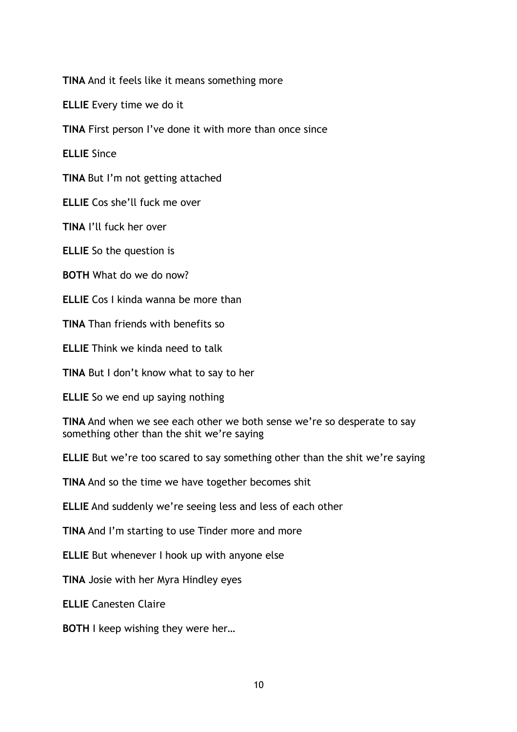**TINA** And it feels like it means something more

**ELLIE** Every time we do it

**TINA** First person I've done it with more than once since

**ELLIE** Since

**TINA** But I'm not getting attached

**ELLIE** Cos she'll fuck me over

**TINA** I'll fuck her over

**ELLIE** So the question is

**BOTH** What do we do now?

**ELLIE** Cos I kinda wanna be more than

**TINA** Than friends with benefits so

**ELLIE** Think we kinda need to talk

**TINA** But I don't know what to say to her

**ELLIE** So we end up saying nothing

**TINA** And when we see each other we both sense we're so desperate to say something other than the shit we're saying

**ELLIE** But we're too scared to say something other than the shit we're saying

**TINA** And so the time we have together becomes shit

**ELLIE** And suddenly we're seeing less and less of each other

**TINA** And I'm starting to use Tinder more and more

**ELLIE** But whenever I hook up with anyone else

**TINA** Josie with her Myra Hindley eyes

**ELLIE** Canesten Claire

**BOTH** I keep wishing they were her…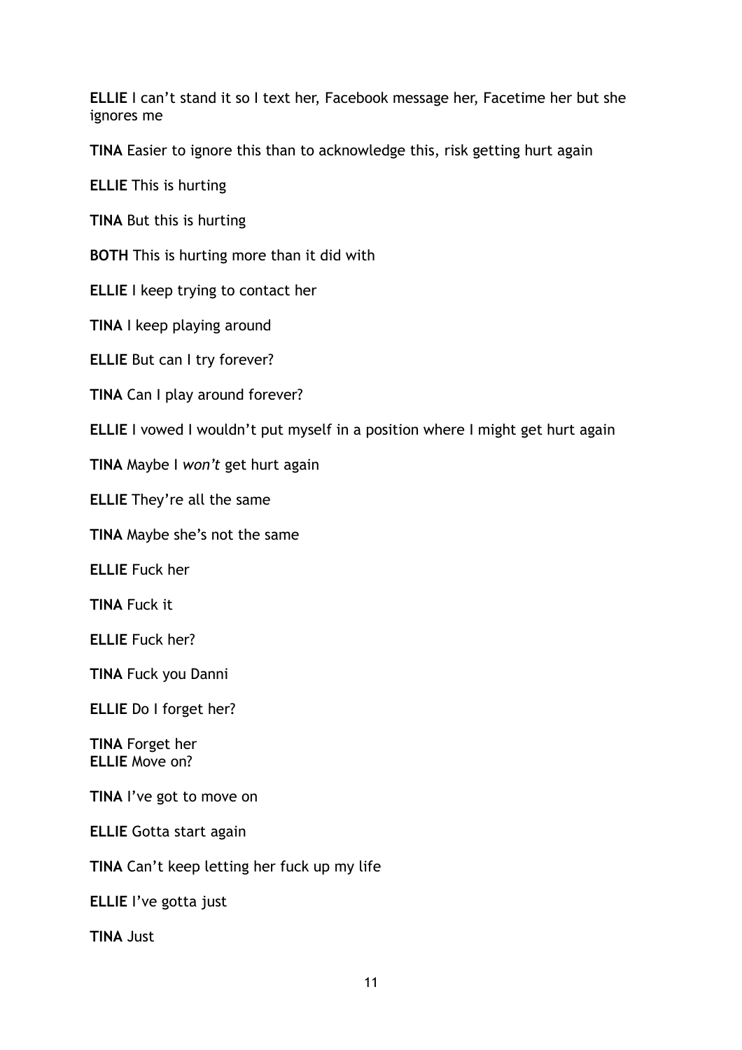**ELLIE** I can't stand it so I text her, Facebook message her, Facetime her but she ignores me

**TINA** Easier to ignore this than to acknowledge this, risk getting hurt again

**ELLIE** This is hurting

**TINA** But this is hurting

**BOTH** This is hurting more than it did with

**ELLIE** I keep trying to contact her

**TINA** I keep playing around

**ELLIE** But can I try forever?

**TINA** Can I play around forever?

**ELLIE** I vowed I wouldn't put myself in a position where I might get hurt again

**TINA** Maybe I *won't* get hurt again

**ELLIE** They're all the same

**TINA** Maybe she's not the same

**ELLIE** Fuck her

**TINA** Fuck it

**ELLIE** Fuck her?

**TINA** Fuck you Danni

**ELLIE** Do I forget her?

**TINA** Forget her
**ELLIE** Move on?

**TINA** I've got to move on

**ELLIE** Gotta start again

**TINA** Can't keep letting her fuck up my life

**ELLIE** I've gotta just

**TINA** Just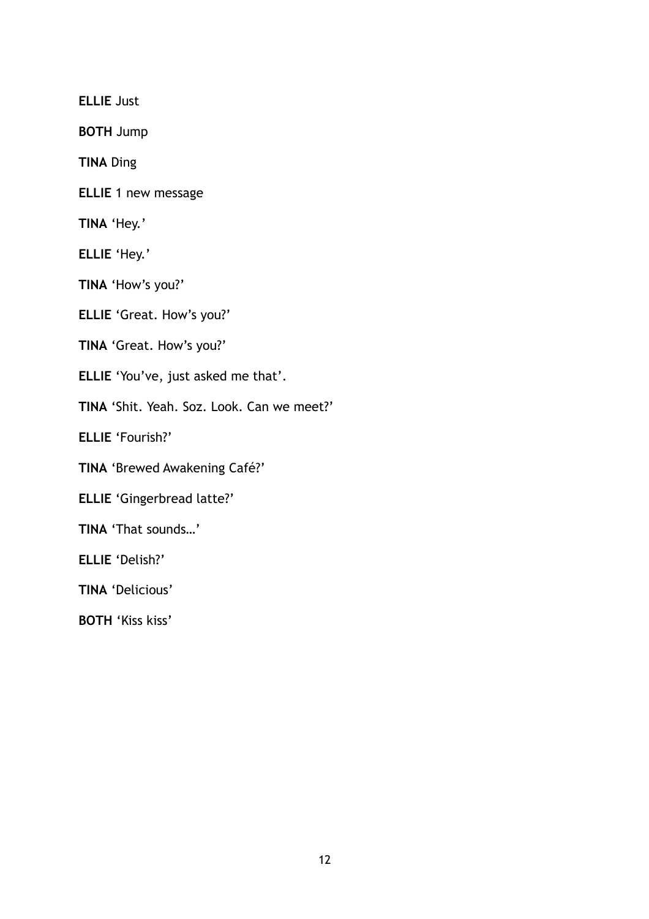**ELLIE** Just

**BOTH** Jump

**TINA** Ding

**ELLIE** 1 new message

**TINA** 'Hey.'

**ELLIE** 'Hey.'

**TINA** 'How's you?'

**ELLIE** 'Great. How's you?'

**TINA** 'Great. How's you?'

**ELLIE** 'You've, just asked me that'.

**TINA** 'Shit. Yeah. Soz. Look. Can we meet?'

**ELLIE** 'Fourish?'

**TINA** 'Brewed Awakening Café?'

**ELLIE** 'Gingerbread latte?'

**TINA** 'That sounds…'

**ELLIE** 'Delish?'

**TINA** 'Delicious'

**BOTH** 'Kiss kiss'